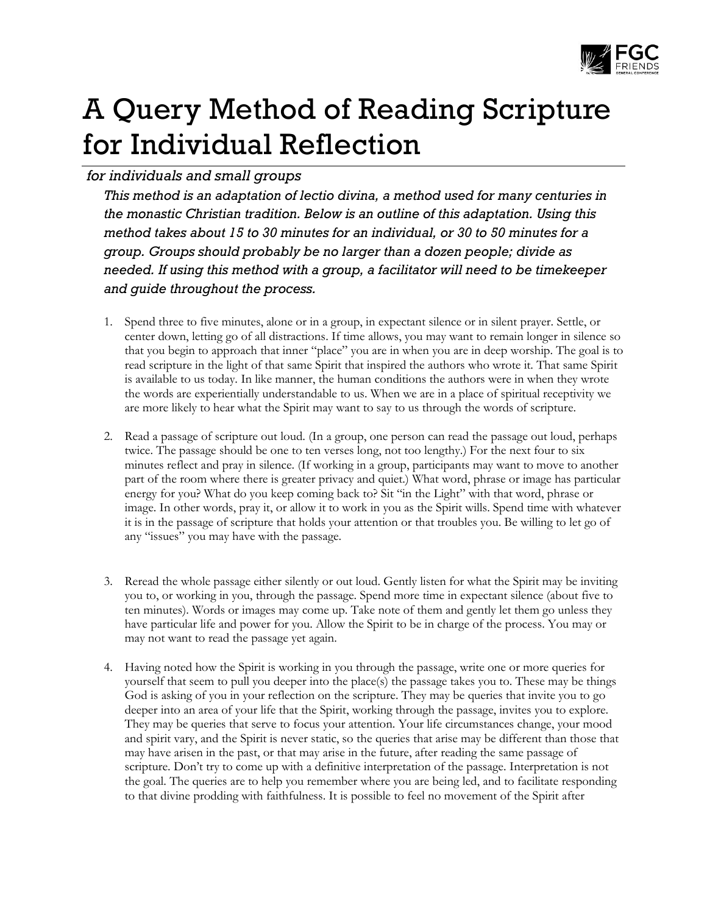# A Query Method of Reading Scripture for Individual Reflection

*for individuals and small groups*

*This method is an adaptation of lectio divina, a method used for many centuries in the monastic Christian tradition. Below is an outline of this adaptation. Using this method takes about 15 to 30 minutes for an individual, or 30 to 50 minutes for a group. Groups should probably be no larger than a dozen people; divide as needed. If using this method with a group, a facilitator will need to be timekeeper and guide throughout the process.*

1. Spend three to five minutes, alone or in a group, in expectant silence or in silent prayer. Settle, or center down, letting go of all distractions. If time allows, you may want to remain longer in silence so that you begin to approach that inner "place" you are in when you are in deep worship. The goal is to read scripture in the light of that same Spirit that inspired the authors who wrote it. That same Spirit is available to us today. In like manner, the human conditions the authors were in when they wrote the words are experientially understandable to us. When we are in a place of spiritual receptivity we are more likely to hear what the Spirit may want to say to us through the words of scripture.

2. Read a passage of scripture out loud. (In a group, one person can read the passage out loud, perhaps twice. The passage should be one to ten verses long, not too lengthy.) For the next four to six minutes reflect and pray in silence. (If working in a group, participants may want to move to another part of the room where there is greater privacy and quiet.) What word, phrase or image has particular energy for you? What do you keep coming back to? Sit "in the Light" with that word, phrase or image. In other words, pray it, or allow it to work in you as the Spirit wills. Spend time with whatever it is in the passage of scripture that holds your attention or that troubles you. Be willing to let go of any "issues" you may have with the passage.

3. Reread the whole passage either silently or out loud. Gently listen for what the Spirit may be inviting you to, or working in you, through the passage. Spend more time in expectant silence (about five to ten minutes). Words or images may come up. Take note of them and gently let them go unless they have particular life and power for you. Allow the Spirit to be in charge of the process. You may or may not want to read the passage yet again.

4. Having noted how the Spirit is working in you through the passage, write one or more queries for yourself that seem to pull you deeper into the place(s) the passage takes you to. These may be things God is asking of you in your reflection on the scripture. They may be queries that invite you to go deeper into an area of your life that the Spirit, working through the passage, invites you to explore. They may be queries that serve to focus your attention. Your life circumstances change, your mood and spirit vary, and the Spirit is never static, so the queries that arise may be different than those that may have arisen in the past, or that may arise in the future, after reading the same passage of scripture. Don't try to come up with a definitive interpretation of the passage. Interpretation is not the goal. The queries are to help you remember where you are being led, and to facilitate responding to that divine prodding with faithfulness. It is possible to feel no movement of the Spirit after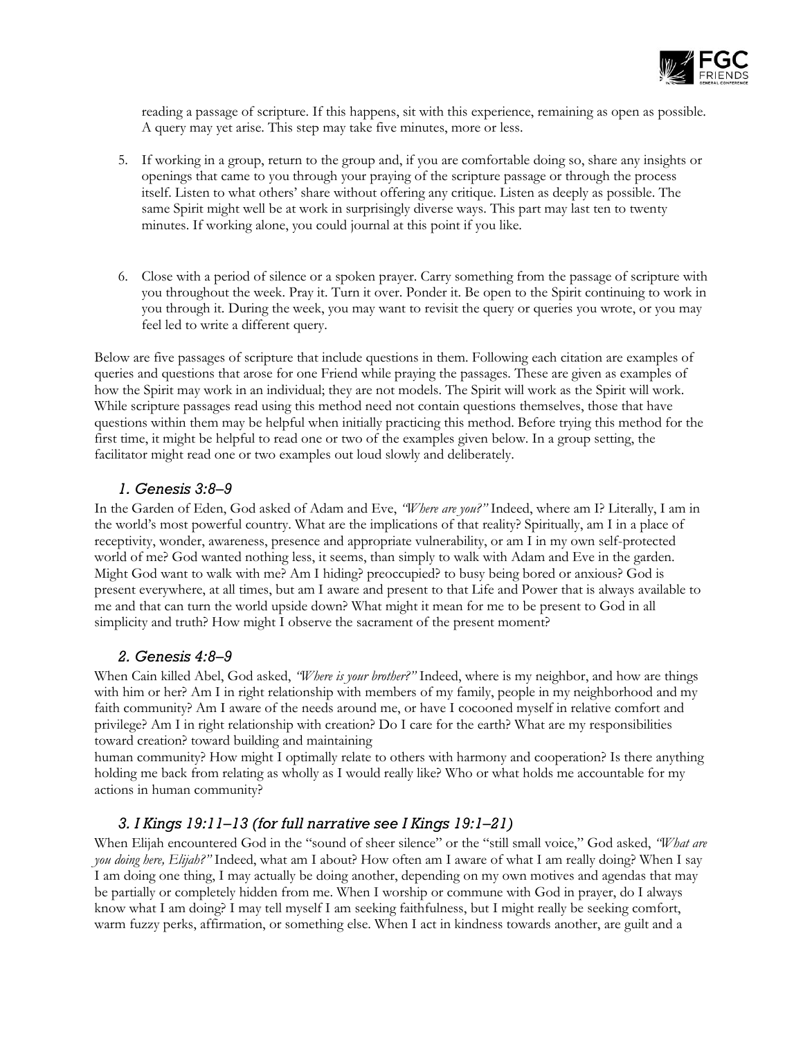reading a passage of scripture. If this happens, sit with this experience, remaining as open as possible. A query may yet arise. This step may take five minutes, more or less.

5. If working in a group, return to the group and, if you are comfortable doing so, share any insights or openings that came to you through your praying of the scripture passage or through the process itself. Listen to what others' share without offering any critique. Listen as deeply as possible. The same Spirit might well be at work in surprisingly diverse ways. This part may last ten to twenty minutes. If working alone, you could journal at this point if you like.

6. Close with a period of silence or a spoken prayer. Carry something from the passage of scripture with you throughout the week. Pray it. Turn it over. Ponder it. Be open to the Spirit continuing to work in you through it. During the week, you may want to revisit the query or queries you wrote, or you may feel led to write a different query.

Below are five passages of scripture that include questions in them. Following each citation are examples of queries and questions that arose for one Friend while praying the passages. These are given as examples of how the Spirit may work in an individual; they are not models. The Spirit will work as the Spirit will work. While scripture passages read using this method need not contain questions themselves, those that have questions within them may be helpful when initially practicing this method. Before trying this method for the first time, it might be helpful to read one or two of the examples given below. In a group setting, the facilitator might read one or two examples out loud slowly and deliberately.

### *1. Genesis 3:8–9*

In the Garden of Eden, God asked of Adam and Eve, *"Where are you?"* Indeed, where am I? Literally, I am in the world's most powerful country. What are the implications of that reality? Spiritually, am I in a place of receptivity, wonder, awareness, presence and appropriate vulnerability, or am I in my own self-protected world of me? God wanted nothing less, it seems, than simply to walk with Adam and Eve in the garden. Might God want to walk with me? Am I hiding? preoccupied? to busy being bored or anxious? God is present everywhere, at all times, but am I aware and present to that Life and Power that is always available to me and that can turn the world upside down? What might it mean for me to be present to God in all simplicity and truth? How might I observe the sacrament of the present moment?

### *2. Genesis 4:8–9*

When Cain killed Abel, God asked, *"Where is your brother?"* Indeed, where is my neighbor, and how are things with him or her? Am I in right relationship with members of my family, people in my neighborhood and my faith community? Am I aware of the needs around me, or have I cocooned myself in relative comfort and privilege? Am I in right relationship with creation? Do I care for the earth? What are my responsibilities toward creation? toward building and maintaining human community? How might I optimally relate to others with harmony and cooperation? Is there anything holding me back from relating as wholly as I would really like? Who or what holds me accountable for my actions in human community?

### *3. I Kings 19:11–13 (for full narrative see I Kings 19:1–21)*

When Elijah encountered God in the "sound of sheer silence" or the "still small voice," God asked, *"What are you doing here, Elijah?"* Indeed, what am I about? How often am I aware of what I am really doing? When I say I am doing one thing, I may actually be doing another, depending on my own motives and agendas that may be partially or completely hidden from me. When I worship or commune with God in prayer, do I always know what I am doing? I may tell myself I am seeking faithfulness, but I might really be seeking comfort, warm fuzzy perks, affirmation, or something else. When I act in kindness towards another, are guilt and a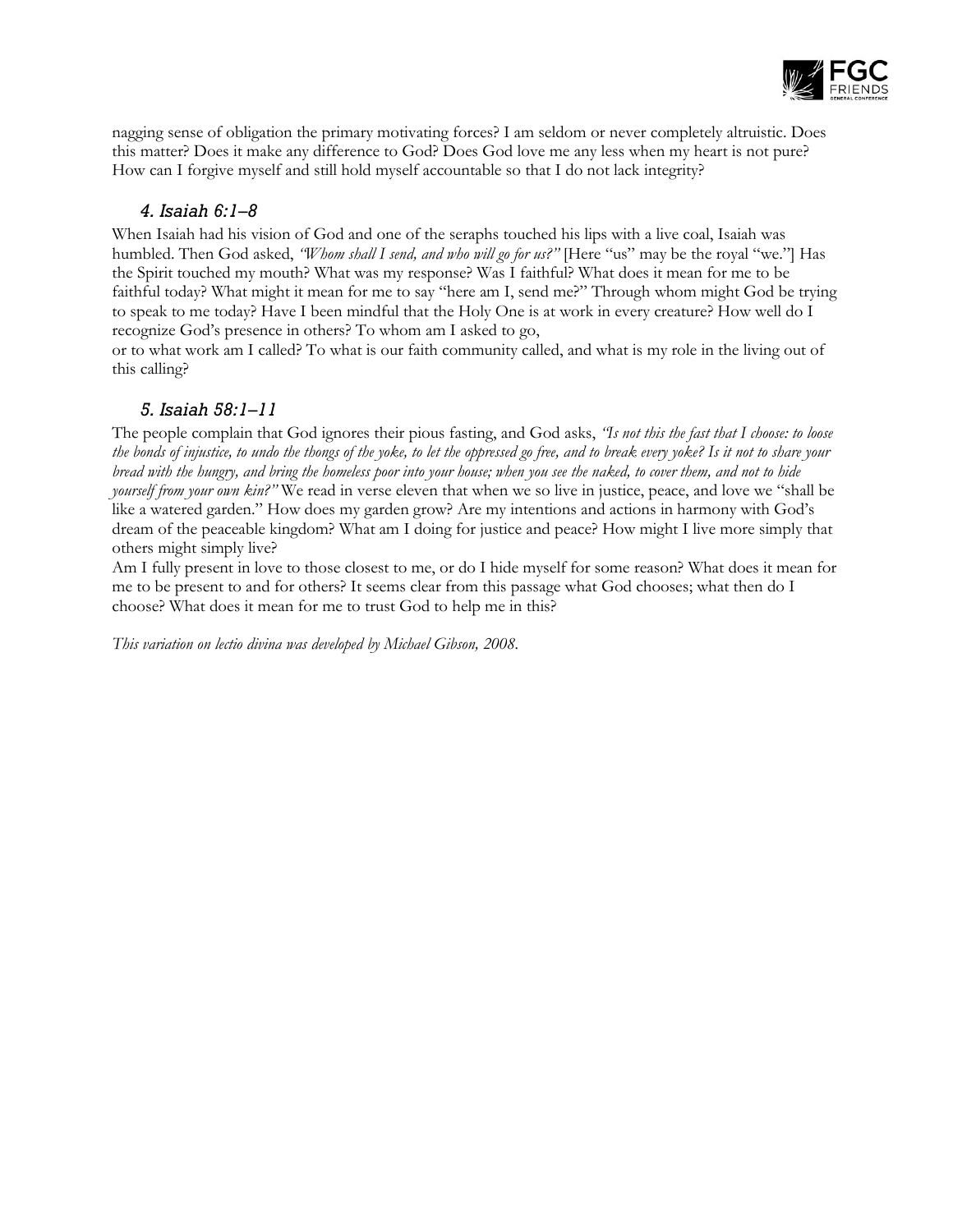nagging sense of obligation the primary motivating forces? I am seldom or never completely altruistic. Does this matter? Does it make any difference to God? Does God love me any less when my heart is not pure? How can I forgive myself and still hold myself accountable so that I do not lack integrity?

### *4. Isaiah 6:1–8*

When Isaiah had his vision of God and one of the seraphs touched his lips with a live coal, Isaiah was humbled. Then God asked, *"Whom shall I send, and who will go for us?"* [Here "us" may be the royal "we."] Has the Spirit touched my mouth? What was my response? Was I faithful? What does it mean for me to be faithful today? What might it mean for me to say "here am I, send me?" Through whom might God be trying to speak to me today? Have I been mindful that the Holy One is at work in every creature? How well do I recognize God's presence in others? To whom am I asked to go,
or to what work am I called? To what is our faith community called, and what is my role in the living out of this calling?

### *5. Isaiah 58:1–11*

The people complain that God ignores their pious fasting, and God asks, *"Is not this the fast that I choose: to loose the bonds of injustice, to undo the thongs of the yoke, to let the oppressed go free, and to break every yoke? Is it not to share your bread with the hungry, and bring the homeless poor into your house; when you see the naked, to cover them, and not to hide yourself from your own kin?"* We read in verse eleven that when we so live in justice, peace, and love we "shall be like a watered garden." How does my garden grow? Are my intentions and actions in harmony with God's dream of the peaceable kingdom? What am I doing for justice and peace? How might I live more simply that others might simply live?
Am I fully present in love to those closest to me, or do I hide myself for some reason? What does it mean for me to be present to and for others? It seems clear from this passage what God chooses; what then do I choose? What does it mean for me to trust God to help me in this?

*This variation on lectio divina was developed by Michael Gibson, 2008.*